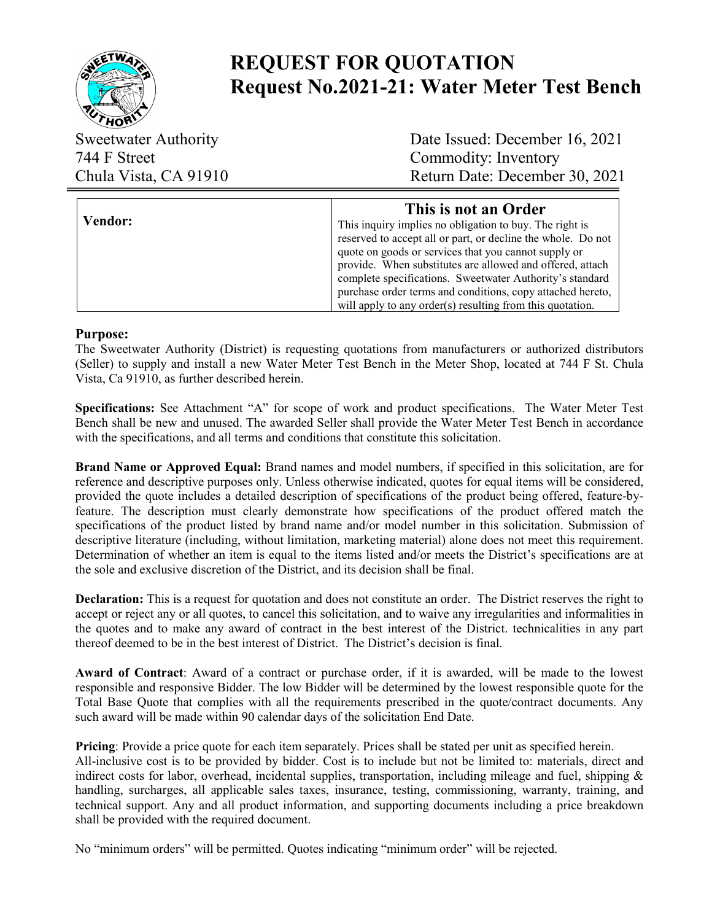# REQUEST FOR QUOTATION
## Request No.2021-21: Water Meter Test Bench

| | |
|---|---|
| Sweetwater Authority | Date Issued: December 16, 2021 |
| 744 F Street | Commodity: Inventory |
| Chula Vista, CA 91910 | Return Date: December 30, 2021 |

| **Vendor:** | **This is not an Order**<br>This inquiry implies no obligation to buy. The right is reserved to accept all or part, or decline the whole. Do not quote on goods or services that you cannot supply or provide. When substitutes are allowed and offered, attach complete specifications. Sweetwater Authority's standard purchase order terms and conditions, copy attached hereto, will apply to any order(s) resulting from this quotation. |
|---|---|

**Purpose:**
The Sweetwater Authority (District) is requesting quotations from manufacturers or authorized distributors (Seller) to supply and install a new Water Meter Test Bench in the Meter Shop, located at 744 F St. Chula Vista, Ca 91910, as further described herein.

**Specifications:** See Attachment "A" for scope of work and product specifications. The Water Meter Test Bench shall be new and unused. The awarded Seller shall provide the Water Meter Test Bench in accordance with the specifications, and all terms and conditions that constitute this solicitation.

**Brand Name or Approved Equal:** Brand names and model numbers, if specified in this solicitation, are for reference and descriptive purposes only. Unless otherwise indicated, quotes for equal items will be considered, provided the quote includes a detailed description of specifications of the product being offered, feature-by-feature. The description must clearly demonstrate how specifications of the product offered match the specifications of the product listed by brand name and/or model number in this solicitation. Submission of descriptive literature (including, without limitation, marketing material) alone does not meet this requirement. Determination of whether an item is equal to the items listed and/or meets the District's specifications are at the sole and exclusive discretion of the District, and its decision shall be final.

**Declaration:** This is a request for quotation and does not constitute an order. The District reserves the right to accept or reject any or all quotes, to cancel this solicitation, and to waive any irregularities and informalities in the quotes and to make any award of contract in the best interest of the District. technicalities in any part thereof deemed to be in the best interest of District. The District's decision is final.

**Award of Contract**: Award of a contract or purchase order, if it is awarded, will be made to the lowest responsible and responsive Bidder. The low Bidder will be determined by the lowest responsible quote for the Total Base Quote that complies with all the requirements prescribed in the quote/contract documents. Any such award will be made within 90 calendar days of the solicitation End Date.

**Pricing**: Provide a price quote for each item separately. Prices shall be stated per unit as specified herein.
All-inclusive cost is to be provided by bidder. Cost is to include but not be limited to: materials, direct and indirect costs for labor, overhead, incidental supplies, transportation, including mileage and fuel, shipping & handling, surcharges, all applicable sales taxes, insurance, testing, commissioning, warranty, training, and technical support. Any and all product information, and supporting documents including a price breakdown shall be provided with the required document.

No "minimum orders" will be permitted. Quotes indicating "minimum order" will be rejected.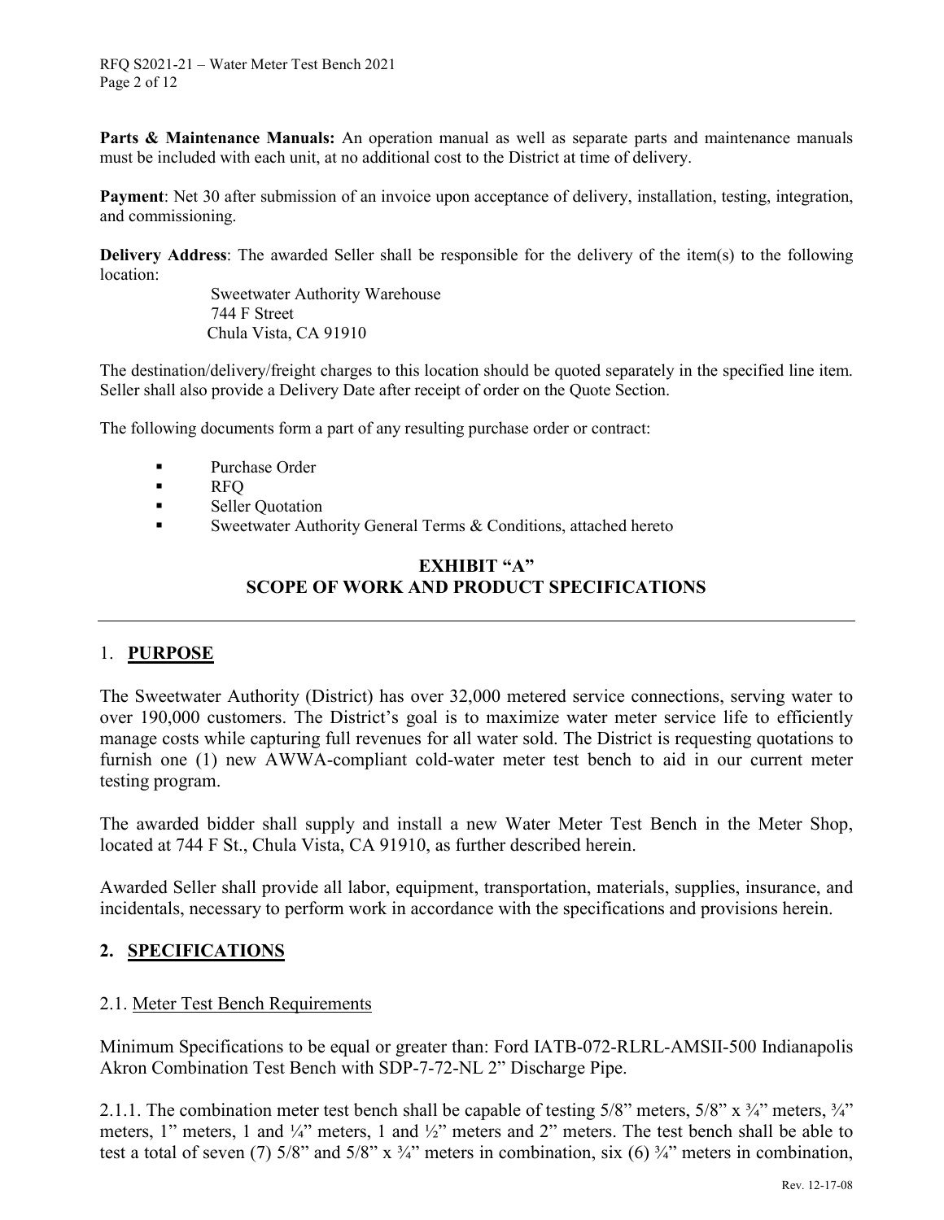**Parts & Maintenance Manuals:** An operation manual as well as separate parts and maintenance manuals must be included with each unit, at no additional cost to the District at time of delivery.

**Payment**: Net 30 after submission of an invoice upon acceptance of delivery, installation, testing, integration, and commissioning.

**Delivery Address**: The awarded Seller shall be responsible for the delivery of the item(s) to the following location:

Sweetwater Authority Warehouse
744 F Street
Chula Vista, CA 91910

The destination/delivery/freight charges to this location should be quoted separately in the specified line item. Seller shall also provide a Delivery Date after receipt of order on the Quote Section.

The following documents form a part of any resulting purchase order or contract:

- Purchase Order
- RFQ
- Seller Quotation
- Sweetwater Authority General Terms & Conditions, attached hereto

## EXHIBIT "A"
## SCOPE OF WORK AND PRODUCT SPECIFICATIONS

---

## 1. PURPOSE

The Sweetwater Authority (District) has over 32,000 metered service connections, serving water to over 190,000 customers. The District's goal is to maximize water meter service life to efficiently manage costs while capturing full revenues for all water sold. The District is requesting quotations to furnish one (1) new AWWA-compliant cold-water meter test bench to aid in our current meter testing program.

The awarded bidder shall supply and install a new Water Meter Test Bench in the Meter Shop, located at 744 F St., Chula Vista, CA 91910, as further described herein.

Awarded Seller shall provide all labor, equipment, transportation, materials, supplies, insurance, and incidentals, necessary to perform work in accordance with the specifications and provisions herein.

## 2. SPECIFICATIONS

### 2.1. Meter Test Bench Requirements

Minimum Specifications to be equal or greater than: Ford IATB-072-RLRL-AMSII-500 Indianapolis Akron Combination Test Bench with SDP-7-72-NL 2" Discharge Pipe.

2.1.1. The combination meter test bench shall be capable of testing 5/8" meters, 5/8" x ¾" meters, ¾" meters, 1" meters, 1 and ¼" meters, 1 and ½" meters and 2" meters. The test bench shall be able to test a total of seven (7) 5/8" and 5/8" x ¾" meters in combination, six (6) ¾" meters in combination,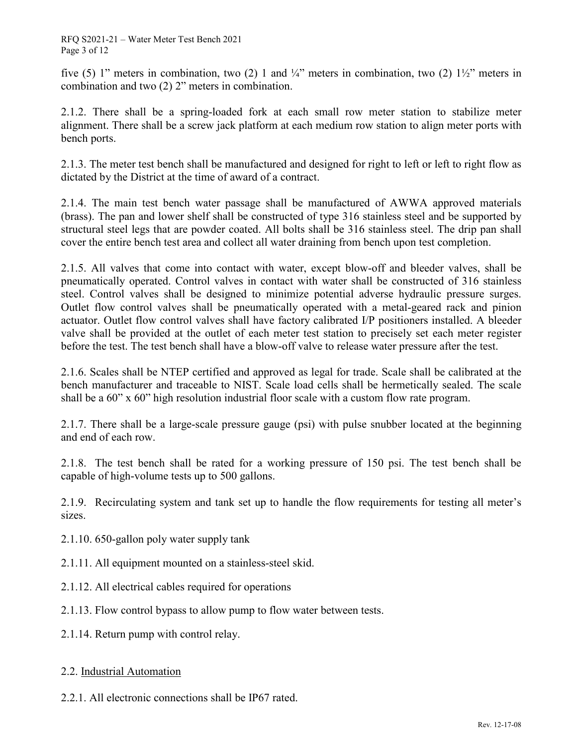five (5) 1” meters in combination, two (2) 1 and ¼” meters in combination, two (2) 1½” meters in combination and two (2) 2” meters in combination.

2.1.2. There shall be a spring-loaded fork at each small row meter station to stabilize meter alignment. There shall be a screw jack platform at each medium row station to align meter ports with bench ports.

2.1.3. The meter test bench shall be manufactured and designed for right to left or left to right flow as dictated by the District at the time of award of a contract.

2.1.4. The main test bench water passage shall be manufactured of AWWA approved materials (brass). The pan and lower shelf shall be constructed of type 316 stainless steel and be supported by structural steel legs that are powder coated. All bolts shall be 316 stainless steel. The drip pan shall cover the entire bench test area and collect all water draining from bench upon test completion.

2.1.5. All valves that come into contact with water, except blow-off and bleeder valves, shall be pneumatically operated. Control valves in contact with water shall be constructed of 316 stainless steel. Control valves shall be designed to minimize potential adverse hydraulic pressure surges. Outlet flow control valves shall be pneumatically operated with a metal-geared rack and pinion actuator. Outlet flow control valves shall have factory calibrated I/P positioners installed. A bleeder valve shall be provided at the outlet of each meter test station to precisely set each meter register before the test. The test bench shall have a blow-off valve to release water pressure after the test.

2.1.6. Scales shall be NTEP certified and approved as legal for trade. Scale shall be calibrated at the bench manufacturer and traceable to NIST. Scale load cells shall be hermetically sealed. The scale shall be a 60” x 60” high resolution industrial floor scale with a custom flow rate program.

2.1.7. There shall be a large-scale pressure gauge (psi) with pulse snubber located at the beginning and end of each row.

2.1.8. The test bench shall be rated for a working pressure of 150 psi. The test bench shall be capable of high-volume tests up to 500 gallons.

2.1.9. Recirculating system and tank set up to handle the flow requirements for testing all meter’s sizes.

2.1.10. 650-gallon poly water supply tank

2.1.11. All equipment mounted on a stainless-steel skid.

2.1.12. All electrical cables required for operations

2.1.13. Flow control bypass to allow pump to flow water between tests.

2.1.14. Return pump with control relay.

2.2. Industrial Automation

2.2.1. All electronic connections shall be IP67 rated.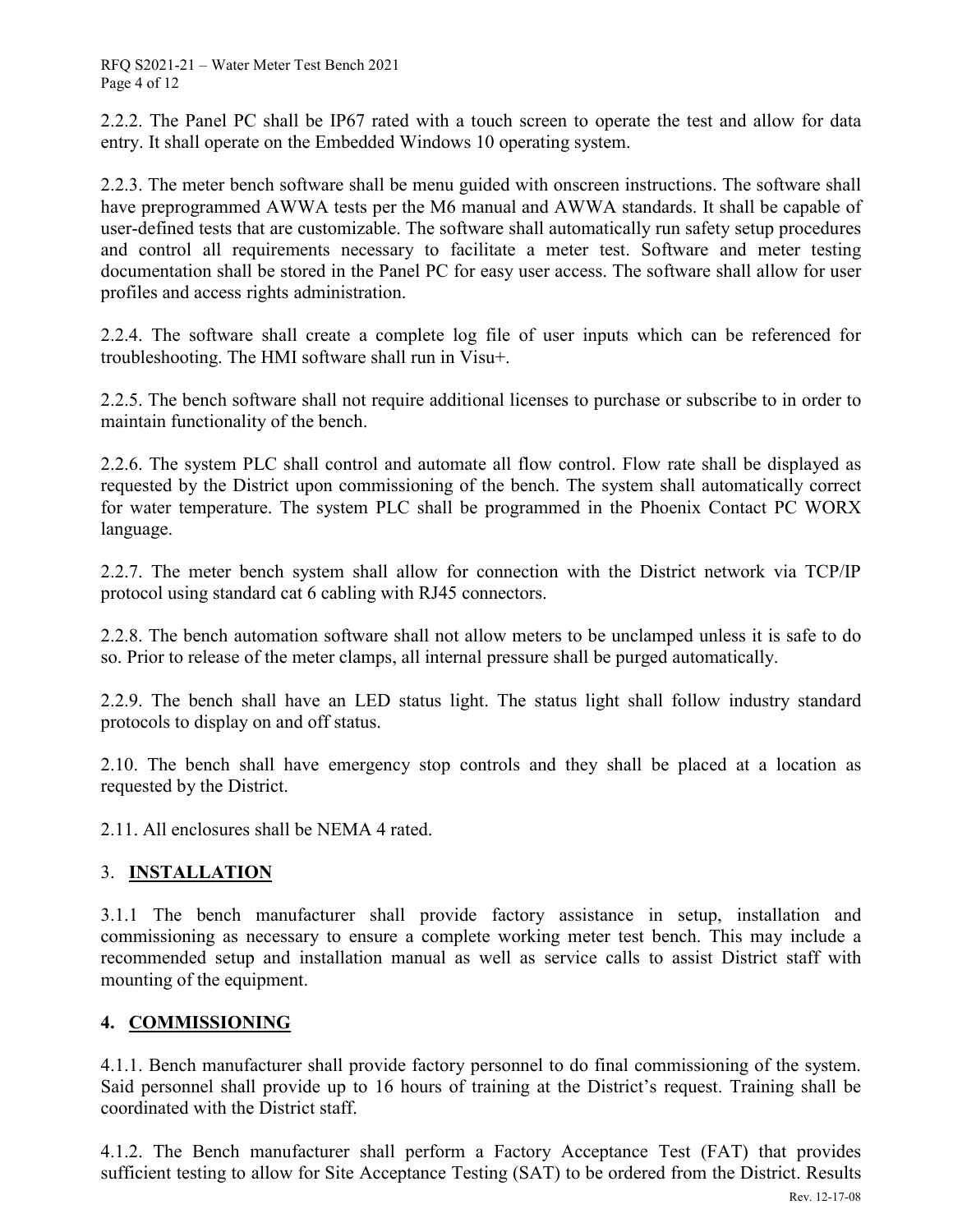2.2.2. The Panel PC shall be IP67 rated with a touch screen to operate the test and allow for data entry. It shall operate on the Embedded Windows 10 operating system.

2.2.3. The meter bench software shall be menu guided with onscreen instructions. The software shall have preprogrammed AWWA tests per the M6 manual and AWWA standards. It shall be capable of user-defined tests that are customizable. The software shall automatically run safety setup procedures and control all requirements necessary to facilitate a meter test. Software and meter testing documentation shall be stored in the Panel PC for easy user access. The software shall allow for user profiles and access rights administration.

2.2.4. The software shall create a complete log file of user inputs which can be referenced for troubleshooting. The HMI software shall run in Visu+.

2.2.5. The bench software shall not require additional licenses to purchase or subscribe to in order to maintain functionality of the bench.

2.2.6. The system PLC shall control and automate all flow control. Flow rate shall be displayed as requested by the District upon commissioning of the bench. The system shall automatically correct for water temperature. The system PLC shall be programmed in the Phoenix Contact PC WORX language.

2.2.7. The meter bench system shall allow for connection with the District network via TCP/IP protocol using standard cat 6 cabling with RJ45 connectors.

2.2.8. The bench automation software shall not allow meters to be unclamped unless it is safe to do so. Prior to release of the meter clamps, all internal pressure shall be purged automatically.

2.2.9. The bench shall have an LED status light. The status light shall follow industry standard protocols to display on and off status.

2.10. The bench shall have emergency stop controls and they shall be placed at a location as requested by the District.

2.11. All enclosures shall be NEMA 4 rated.

## 3. **INSTALLATION**

3.1.1 The bench manufacturer shall provide factory assistance in setup, installation and commissioning as necessary to ensure a complete working meter test bench. This may include a recommended setup and installation manual as well as service calls to assist District staff with mounting of the equipment.

## 4. **COMMISSIONING**

4.1.1. Bench manufacturer shall provide factory personnel to do final commissioning of the system. Said personnel shall provide up to 16 hours of training at the District's request. Training shall be coordinated with the District staff.

4.1.2. The Bench manufacturer shall perform a Factory Acceptance Test (FAT) that provides sufficient testing to allow for Site Acceptance Testing (SAT) to be ordered from the District. Results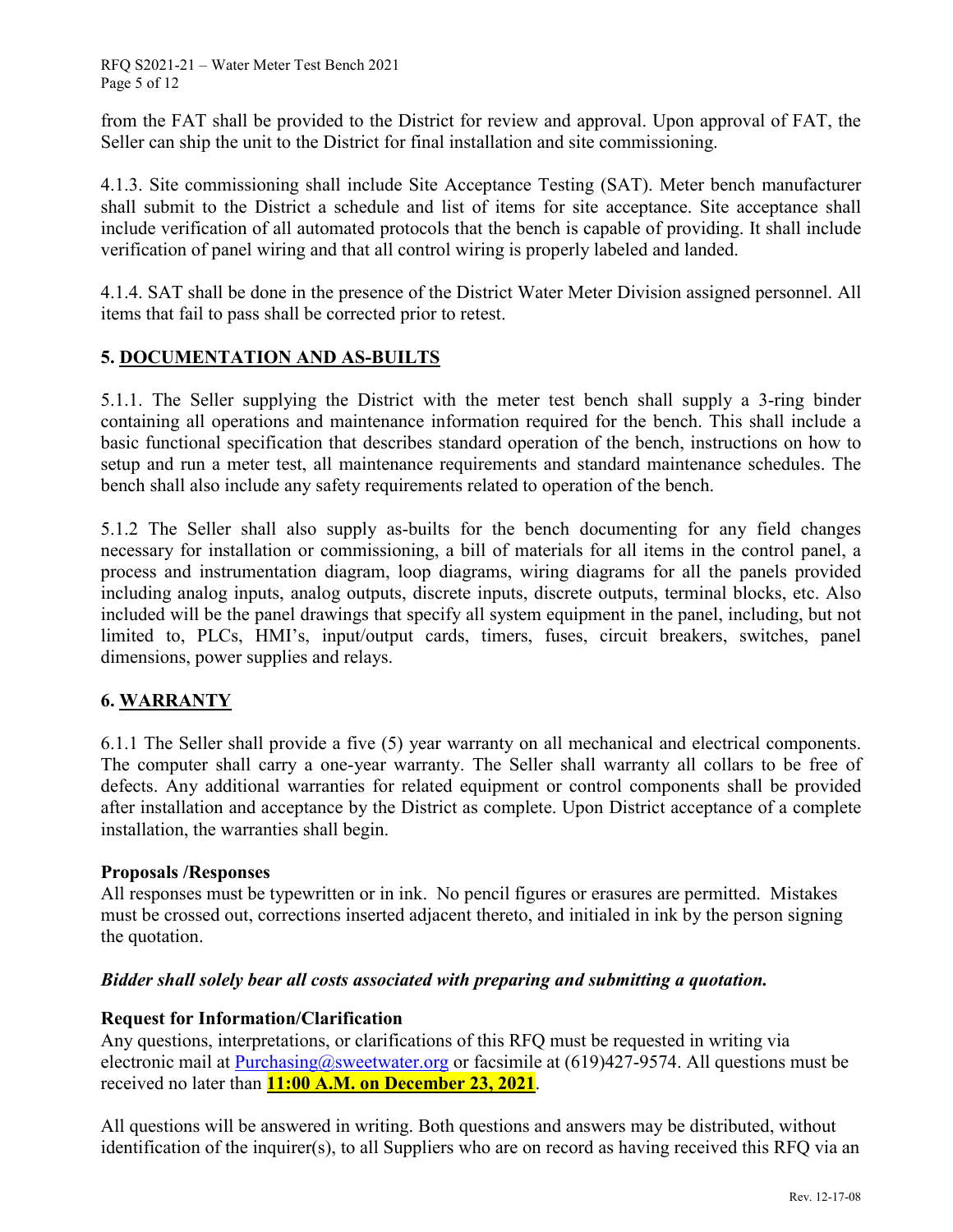from the FAT shall be provided to the District for review and approval. Upon approval of FAT, the Seller can ship the unit to the District for final installation and site commissioning.

4.1.3. Site commissioning shall include Site Acceptance Testing (SAT). Meter bench manufacturer shall submit to the District a schedule and list of items for site acceptance. Site acceptance shall include verification of all automated protocols that the bench is capable of providing. It shall include verification of panel wiring and that all control wiring is properly labeled and landed.

4.1.4. SAT shall be done in the presence of the District Water Meter Division assigned personnel. All items that fail to pass shall be corrected prior to retest.

## 5. DOCUMENTATION AND AS-BUILTS

5.1.1. The Seller supplying the District with the meter test bench shall supply a 3-ring binder containing all operations and maintenance information required for the bench. This shall include a basic functional specification that describes standard operation of the bench, instructions on how to setup and run a meter test, all maintenance requirements and standard maintenance schedules. The bench shall also include any safety requirements related to operation of the bench.

5.1.2 The Seller shall also supply as-builts for the bench documenting for any field changes necessary for installation or commissioning, a bill of materials for all items in the control panel, a process and instrumentation diagram, loop diagrams, wiring diagrams for all the panels provided including analog inputs, analog outputs, discrete inputs, discrete outputs, terminal blocks, etc. Also included will be the panel drawings that specify all system equipment in the panel, including, but not limited to, PLCs, HMI's, input/output cards, timers, fuses, circuit breakers, switches, panel dimensions, power supplies and relays.

## 6. WARRANTY

6.1.1 The Seller shall provide a five (5) year warranty on all mechanical and electrical components. The computer shall carry a one-year warranty. The Seller shall warranty all collars to be free of defects. Any additional warranties for related equipment or control components shall be provided after installation and acceptance by the District as complete. Upon District acceptance of a complete installation, the warranties shall begin.

### Proposals /Responses

All responses must be typewritten or in ink. No pencil figures or erasures are permitted. Mistakes must be crossed out, corrections inserted adjacent thereto, and initialed in ink by the person signing the quotation.

***Bidder shall solely bear all costs associated with preparing and submitting a quotation.***

### Request for Information/Clarification

Any questions, interpretations, or clarifications of this RFQ must be requested in writing via electronic mail at Purchasing@sweetwater.org or facsimile at (619)427-9574. All questions must be received no later than **11:00 A.M. on December 23, 2021**.

All questions will be answered in writing. Both questions and answers may be distributed, without identification of the inquirer(s), to all Suppliers who are on record as having received this RFQ via an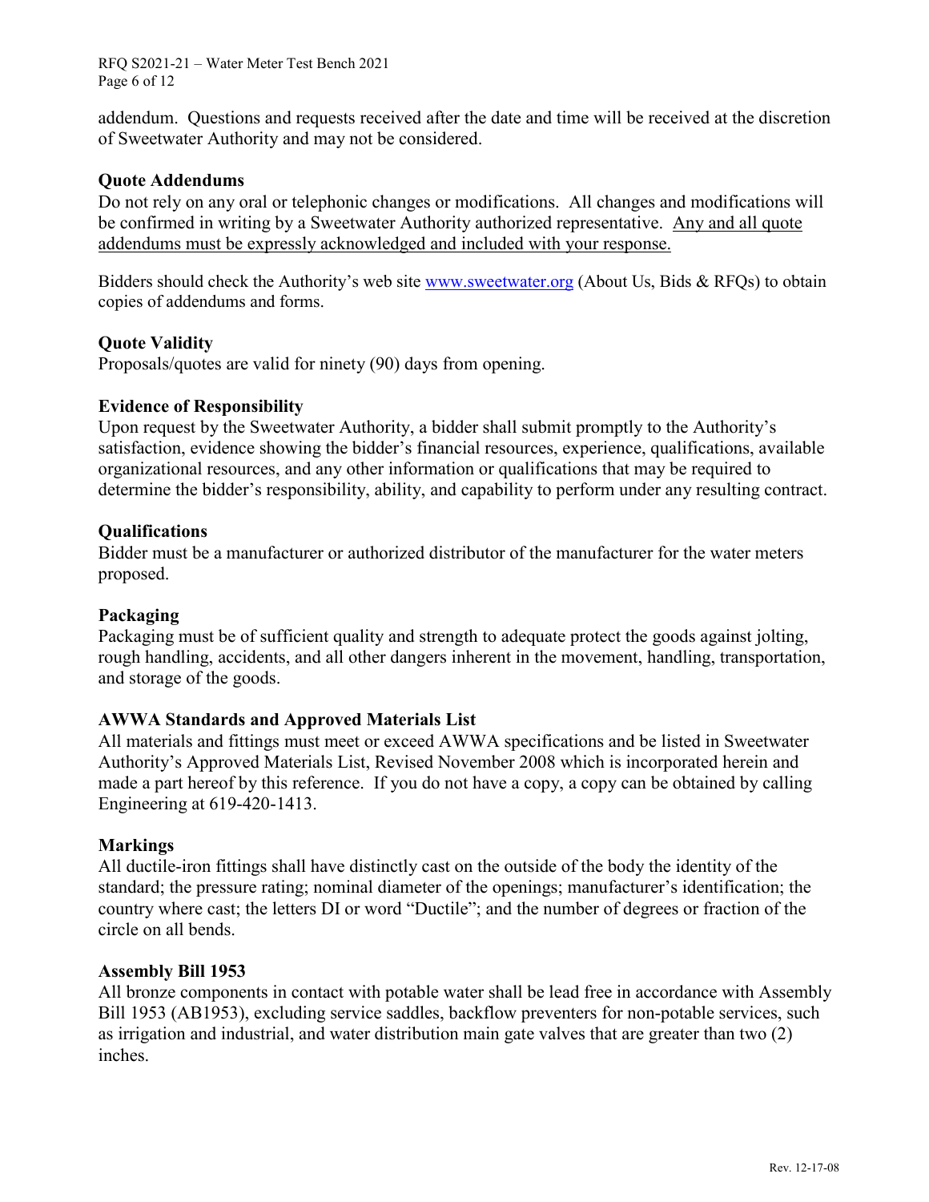addendum. Questions and requests received after the date and time will be received at the discretion of Sweetwater Authority and may not be considered.

**Quote Addendums**

Do not rely on any oral or telephonic changes or modifications. All changes and modifications will be confirmed in writing by a Sweetwater Authority authorized representative. <u>Any and all quote addendums must be expressly acknowledged and included with your response.</u>

Bidders should check the Authority's web site www.sweetwater.org (About Us, Bids & RFQs) to obtain copies of addendums and forms.

**Quote Validity**

Proposals/quotes are valid for ninety (90) days from opening.

**Evidence of Responsibility**

Upon request by the Sweetwater Authority, a bidder shall submit promptly to the Authority's satisfaction, evidence showing the bidder's financial resources, experience, qualifications, available organizational resources, and any other information or qualifications that may be required to determine the bidder's responsibility, ability, and capability to perform under any resulting contract.

**Qualifications**

Bidder must be a manufacturer or authorized distributor of the manufacturer for the water meters proposed.

**Packaging**

Packaging must be of sufficient quality and strength to adequate protect the goods against jolting, rough handling, accidents, and all other dangers inherent in the movement, handling, transportation, and storage of the goods.

**AWWA Standards and Approved Materials List**

All materials and fittings must meet or exceed AWWA specifications and be listed in Sweetwater Authority's Approved Materials List, Revised November 2008 which is incorporated herein and made a part hereof by this reference. If you do not have a copy, a copy can be obtained by calling Engineering at 619-420-1413.

**Markings**

All ductile-iron fittings shall have distinctly cast on the outside of the body the identity of the standard; the pressure rating; nominal diameter of the openings; manufacturer's identification; the country where cast; the letters DI or word "Ductile"; and the number of degrees or fraction of the circle on all bends.

**Assembly Bill 1953**

All bronze components in contact with potable water shall be lead free in accordance with Assembly Bill 1953 (AB1953), excluding service saddles, backflow preventers for non-potable services, such as irrigation and industrial, and water distribution main gate valves that are greater than two (2) inches.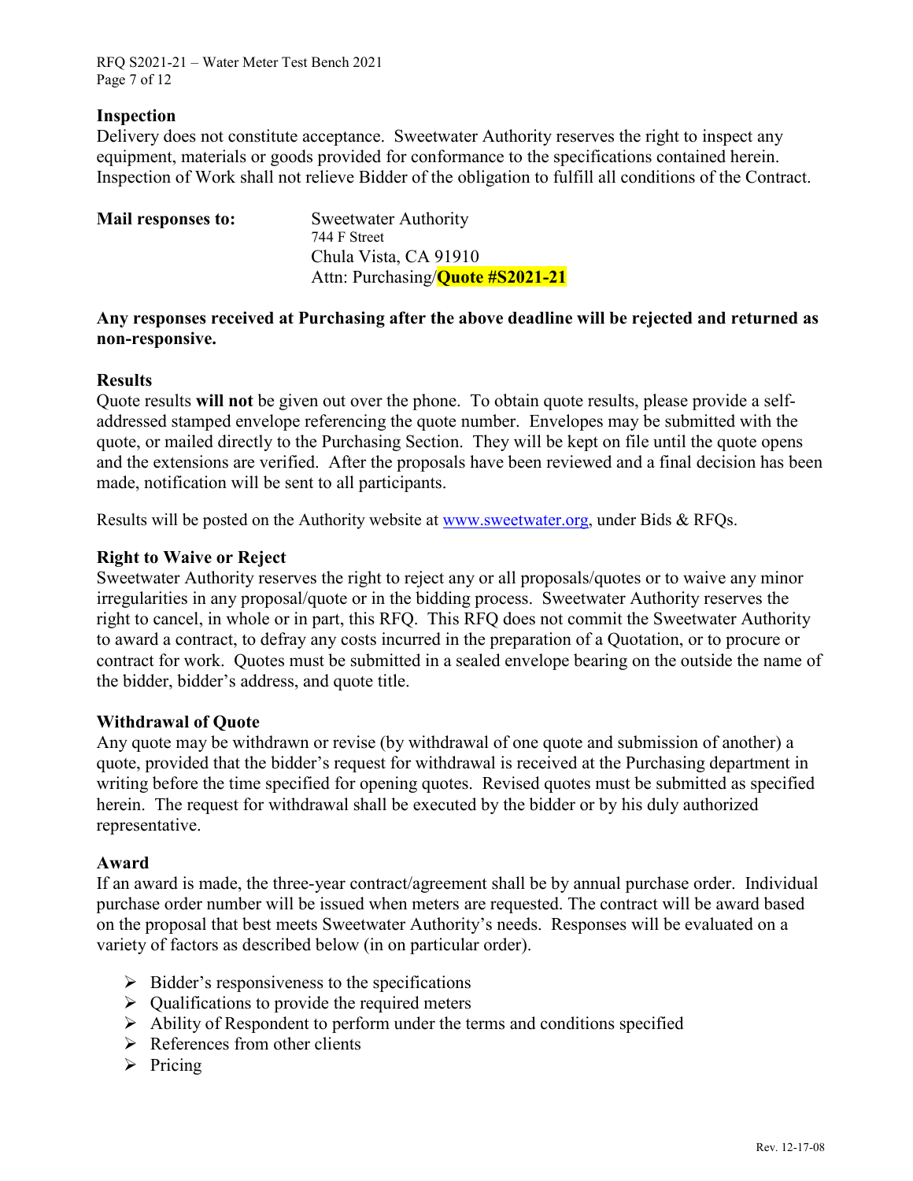**Inspection**

Delivery does not constitute acceptance. Sweetwater Authority reserves the right to inspect any equipment, materials or goods provided for conformance to the specifications contained herein. Inspection of Work shall not relieve Bidder of the obligation to fulfill all conditions of the Contract.

**Mail responses to:**

Sweetwater Authority
744 F Street
Chula Vista, CA 91910
Attn: Purchasing/**Quote #S2021-21**

**Any responses received at Purchasing after the above deadline will be rejected and returned as non-responsive.**

**Results**

Quote results **will not** be given out over the phone. To obtain quote results, please provide a self-addressed stamped envelope referencing the quote number. Envelopes may be submitted with the quote, or mailed directly to the Purchasing Section. They will be kept on file until the quote opens and the extensions are verified. After the proposals have been reviewed and a final decision has been made, notification will be sent to all participants.

Results will be posted on the Authority website at www.sweetwater.org, under Bids & RFQs.

**Right to Waive or Reject**

Sweetwater Authority reserves the right to reject any or all proposals/quotes or to waive any minor irregularities in any proposal/quote or in the bidding process. Sweetwater Authority reserves the right to cancel, in whole or in part, this RFQ. This RFQ does not commit the Sweetwater Authority to award a contract, to defray any costs incurred in the preparation of a Quotation, or to procure or contract for work. Quotes must be submitted in a sealed envelope bearing on the outside the name of the bidder, bidder's address, and quote title.

**Withdrawal of Quote**

Any quote may be withdrawn or revise (by withdrawal of one quote and submission of another) a quote, provided that the bidder's request for withdrawal is received at the Purchasing department in writing before the time specified for opening quotes. Revised quotes must be submitted as specified herein. The request for withdrawal shall be executed by the bidder or by his duly authorized representative.

**Award**

If an award is made, the three-year contract/agreement shall be by annual purchase order. Individual purchase order number will be issued when meters are requested. The contract will be award based on the proposal that best meets Sweetwater Authority's needs. Responses will be evaluated on a variety of factors as described below (in on particular order).

- Bidder's responsiveness to the specifications
- Qualifications to provide the required meters
- Ability of Respondent to perform under the terms and conditions specified
- References from other clients
- Pricing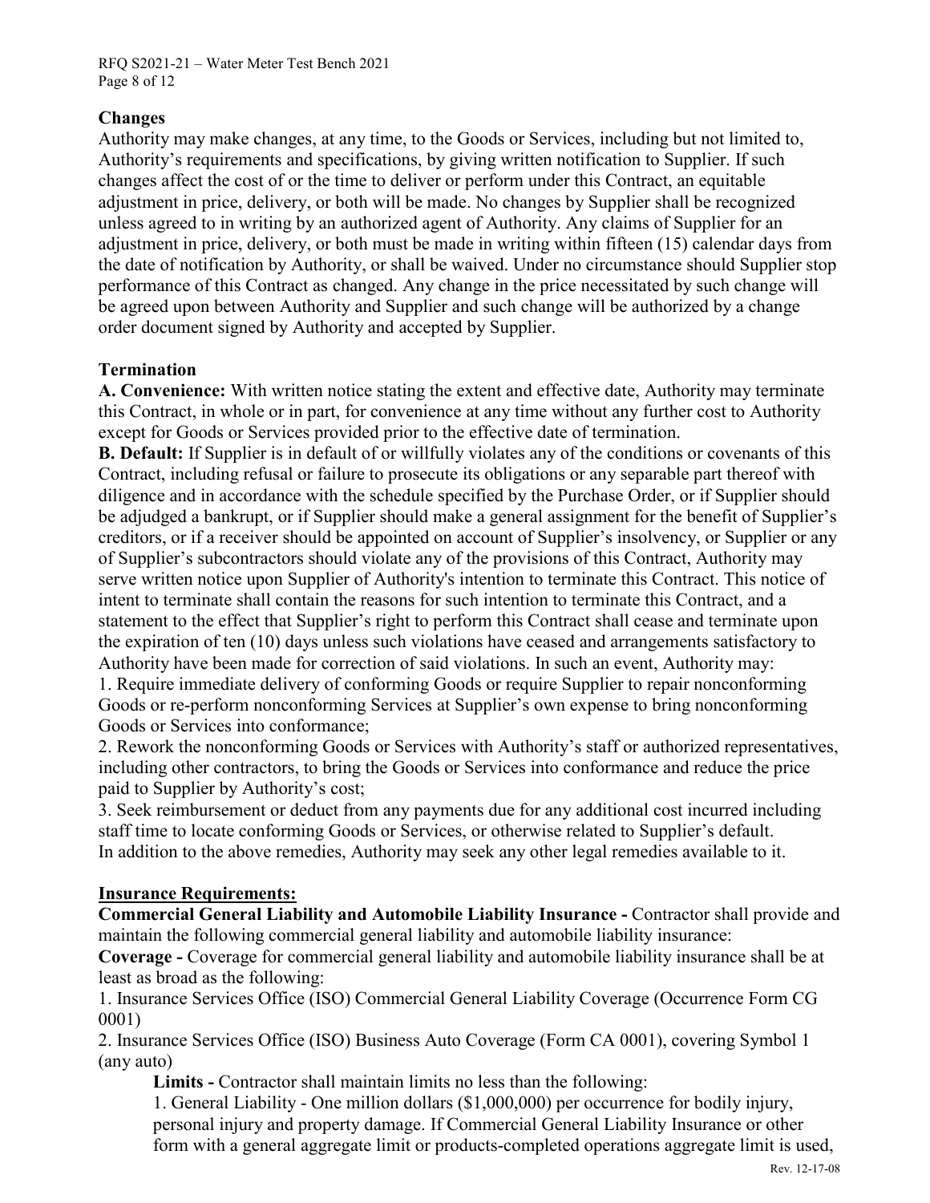## Changes

Authority may make changes, at any time, to the Goods or Services, including but not limited to, Authority's requirements and specifications, by giving written notification to Supplier. If such changes affect the cost of or the time to deliver or perform under this Contract, an equitable adjustment in price, delivery, or both will be made. No changes by Supplier shall be recognized unless agreed to in writing by an authorized agent of Authority. Any claims of Supplier for an adjustment in price, delivery, or both must be made in writing within fifteen (15) calendar days from the date of notification by Authority, or shall be waived. Under no circumstance should Supplier stop performance of this Contract as changed. Any change in the price necessitated by such change will be agreed upon between Authority and Supplier and such change will be authorized by a change order document signed by Authority and accepted by Supplier.

## Termination

**A. Convenience:** With written notice stating the extent and effective date, Authority may terminate this Contract, in whole or in part, for convenience at any time without any further cost to Authority except for Goods or Services provided prior to the effective date of termination.

**B. Default:** If Supplier is in default of or willfully violates any of the conditions or covenants of this Contract, including refusal or failure to prosecute its obligations or any separable part thereof with diligence and in accordance with the schedule specified by the Purchase Order, or if Supplier should be adjudged a bankrupt, or if Supplier should make a general assignment for the benefit of Supplier's creditors, or if a receiver should be appointed on account of Supplier's insolvency, or Supplier or any of Supplier's subcontractors should violate any of the provisions of this Contract, Authority may serve written notice upon Supplier of Authority's intention to terminate this Contract. This notice of intent to terminate shall contain the reasons for such intention to terminate this Contract, and a statement to the effect that Supplier's right to perform this Contract shall cease and terminate upon the expiration of ten (10) days unless such violations have ceased and arrangements satisfactory to Authority have been made for correction of said violations. In such an event, Authority may:

1. Require immediate delivery of conforming Goods or require Supplier to repair nonconforming Goods or re-perform nonconforming Services at Supplier's own expense to bring nonconforming Goods or Services into conformance;
2. Rework the nonconforming Goods or Services with Authority's staff or authorized representatives, including other contractors, to bring the Goods or Services into conformance and reduce the price paid to Supplier by Authority's cost;
3. Seek reimbursement or deduct from any payments due for any additional cost incurred including staff time to locate conforming Goods or Services, or otherwise related to Supplier's default.

In addition to the above remedies, Authority may seek any other legal remedies available to it.

## Insurance Requirements:

**Commercial General Liability and Automobile Liability Insurance -** Contractor shall provide and maintain the following commercial general liability and automobile liability insurance:

**Coverage -** Coverage for commercial general liability and automobile liability insurance shall be at least as broad as the following:

1. Insurance Services Office (ISO) Commercial General Liability Coverage (Occurrence Form CG 0001)
2. Insurance Services Office (ISO) Business Auto Coverage (Form CA 0001), covering Symbol 1 (any auto)

**Limits -** Contractor shall maintain limits no less than the following:

1. General Liability - One million dollars ($1,000,000) per occurrence for bodily injury, personal injury and property damage. If Commercial General Liability Insurance or other form with a general aggregate limit or products-completed operations aggregate limit is used,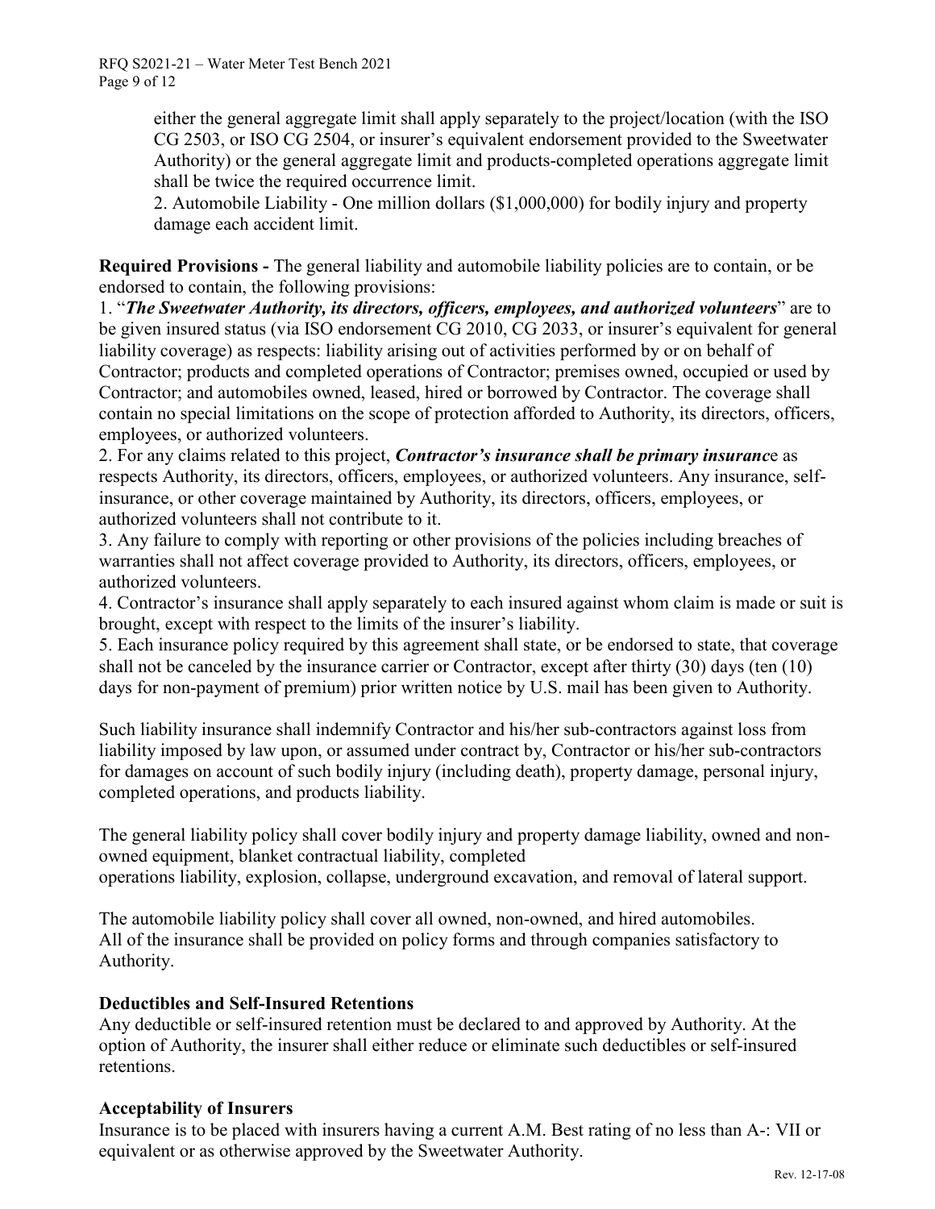either the general aggregate limit shall apply separately to the project/location (with the ISO CG 2503, or ISO CG 2504, or insurer's equivalent endorsement provided to the Sweetwater Authority) or the general aggregate limit and products-completed operations aggregate limit shall be twice the required occurrence limit.

2. Automobile Liability - One million dollars ($1,000,000) for bodily injury and property damage each accident limit.

**Required Provisions -** The general liability and automobile liability policies are to contain, or be endorsed to contain, the following provisions:

1. "***The Sweetwater Authority, its directors, officers, employees, and authorized volunteers***" are to be given insured status (via ISO endorsement CG 2010, CG 2033, or insurer's equivalent for general liability coverage) as respects: liability arising out of activities performed by or on behalf of Contractor; products and completed operations of Contractor; premises owned, occupied or used by Contractor; and automobiles owned, leased, hired or borrowed by Contractor. The coverage shall contain no special limitations on the scope of protection afforded to Authority, its directors, officers, employees, or authorized volunteers.
2. For any claims related to this project, ***Contractor's insurance shall be primary insuranc***e as respects Authority, its directors, officers, employees, or authorized volunteers. Any insurance, self-insurance, or other coverage maintained by Authority, its directors, officers, employees, or authorized volunteers shall not contribute to it.
3. Any failure to comply with reporting or other provisions of the policies including breaches of warranties shall not affect coverage provided to Authority, its directors, officers, employees, or authorized volunteers.
4. Contractor's insurance shall apply separately to each insured against whom claim is made or suit is brought, except with respect to the limits of the insurer's liability.
5. Each insurance policy required by this agreement shall state, or be endorsed to state, that coverage shall not be canceled by the insurance carrier or Contractor, except after thirty (30) days (ten (10) days for non-payment of premium) prior written notice by U.S. mail has been given to Authority.

Such liability insurance shall indemnify Contractor and his/her sub-contractors against loss from liability imposed by law upon, or assumed under contract by, Contractor or his/her sub-contractors for damages on account of such bodily injury (including death), property damage, personal injury, completed operations, and products liability.

The general liability policy shall cover bodily injury and property damage liability, owned and non-owned equipment, blanket contractual liability, completed operations liability, explosion, collapse, underground excavation, and removal of lateral support.

The automobile liability policy shall cover all owned, non-owned, and hired automobiles. All of the insurance shall be provided on policy forms and through companies satisfactory to Authority.

### Deductibles and Self-Insured Retentions

Any deductible or self-insured retention must be declared to and approved by Authority. At the option of Authority, the insurer shall either reduce or eliminate such deductibles or self-insured retentions.

### Acceptability of Insurers

Insurance is to be placed with insurers having a current A.M. Best rating of no less than A-: VII or equivalent or as otherwise approved by the Sweetwater Authority.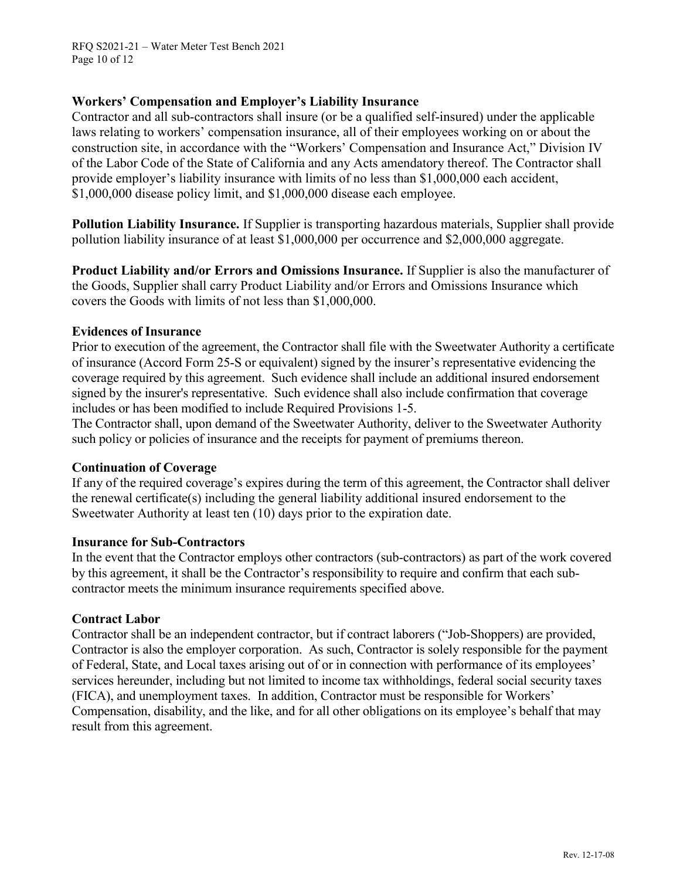**Workers' Compensation and Employer's Liability Insurance**

Contractor and all sub-contractors shall insure (or be a qualified self-insured) under the applicable laws relating to workers' compensation insurance, all of their employees working on or about the construction site, in accordance with the "Workers' Compensation and Insurance Act," Division IV of the Labor Code of the State of California and any Acts amendatory thereof. The Contractor shall provide employer's liability insurance with limits of no less than $1,000,000 each accident, $1,000,000 disease policy limit, and $1,000,000 disease each employee.

**Pollution Liability Insurance.** If Supplier is transporting hazardous materials, Supplier shall provide pollution liability insurance of at least $1,000,000 per occurrence and $2,000,000 aggregate.

**Product Liability and/or Errors and Omissions Insurance.** If Supplier is also the manufacturer of the Goods, Supplier shall carry Product Liability and/or Errors and Omissions Insurance which covers the Goods with limits of not less than $1,000,000.

**Evidences of Insurance**

Prior to execution of the agreement, the Contractor shall file with the Sweetwater Authority a certificate of insurance (Accord Form 25-S or equivalent) signed by the insurer's representative evidencing the coverage required by this agreement. Such evidence shall include an additional insured endorsement signed by the insurer's representative. Such evidence shall also include confirmation that coverage includes or has been modified to include Required Provisions 1-5.

The Contractor shall, upon demand of the Sweetwater Authority, deliver to the Sweetwater Authority such policy or policies of insurance and the receipts for payment of premiums thereon.

**Continuation of Coverage**

If any of the required coverage's expires during the term of this agreement, the Contractor shall deliver the renewal certificate(s) including the general liability additional insured endorsement to the Sweetwater Authority at least ten (10) days prior to the expiration date.

**Insurance for Sub-Contractors**

In the event that the Contractor employs other contractors (sub-contractors) as part of the work covered by this agreement, it shall be the Contractor's responsibility to require and confirm that each sub-contractor meets the minimum insurance requirements specified above.

**Contract Labor**

Contractor shall be an independent contractor, but if contract laborers ("Job-Shoppers) are provided, Contractor is also the employer corporation. As such, Contractor is solely responsible for the payment of Federal, State, and Local taxes arising out of or in connection with performance of its employees' services hereunder, including but not limited to income tax withholdings, federal social security taxes (FICA), and unemployment taxes. In addition, Contractor must be responsible for Workers' Compensation, disability, and the like, and for all other obligations on its employee's behalf that may result from this agreement.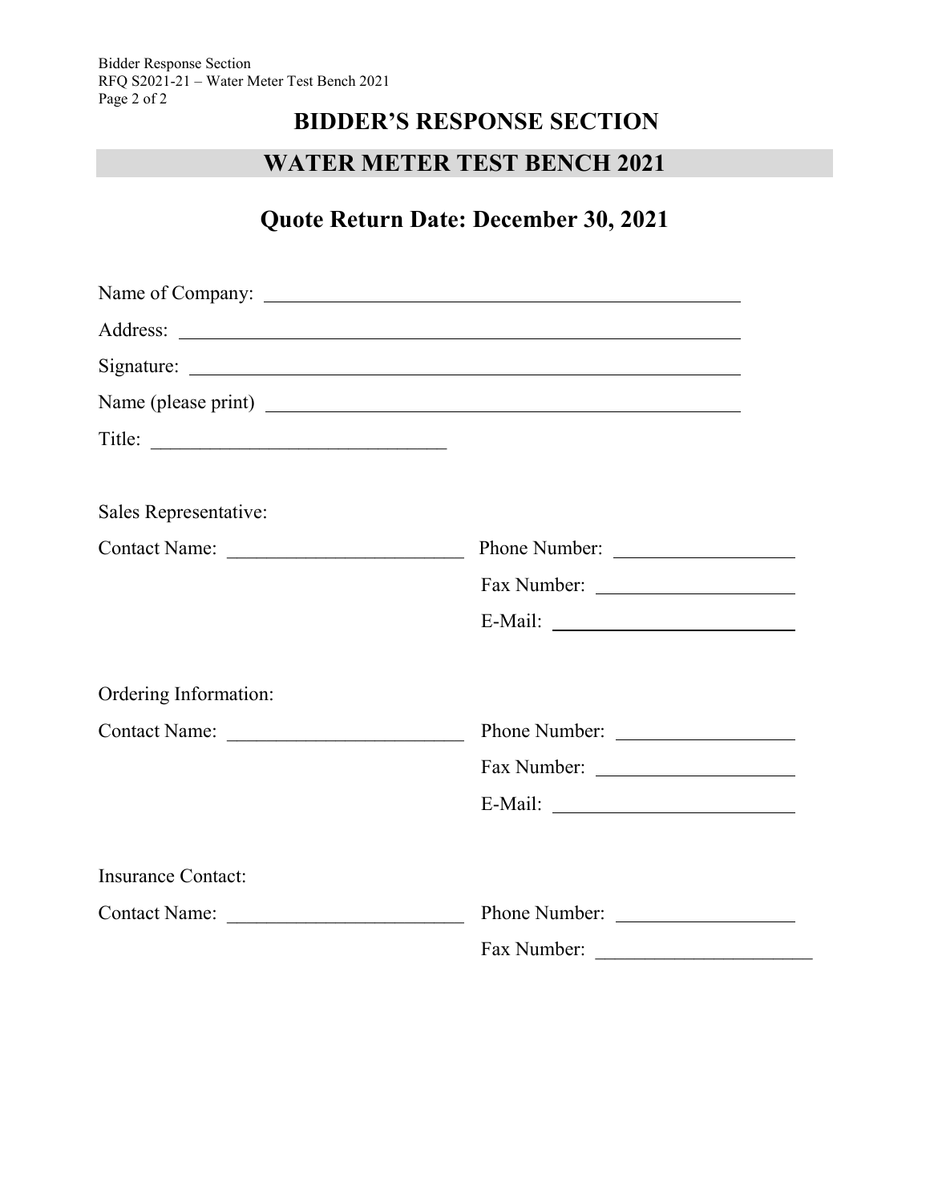# BIDDER'S RESPONSE SECTION

## WATER METER TEST BENCH 2021

## Quote Return Date: December 30, 2021

Name of Company: ______________________________________________

Address: ______________________________________________________

Signature: _____________________________________________________

Name (please print) _____________________________________________

Title: ______________________________

Sales Representative:

Contact Name: ________________________ Phone Number: __________________

Fax Number: ____________________

E-Mail: ________________________

Ordering Information:

Contact Name: ________________________ Phone Number: __________________

Fax Number: ____________________

E-Mail: ________________________

Insurance Contact:

Contact Name: ________________________ Phone Number: __________________

Fax Number: ______________________